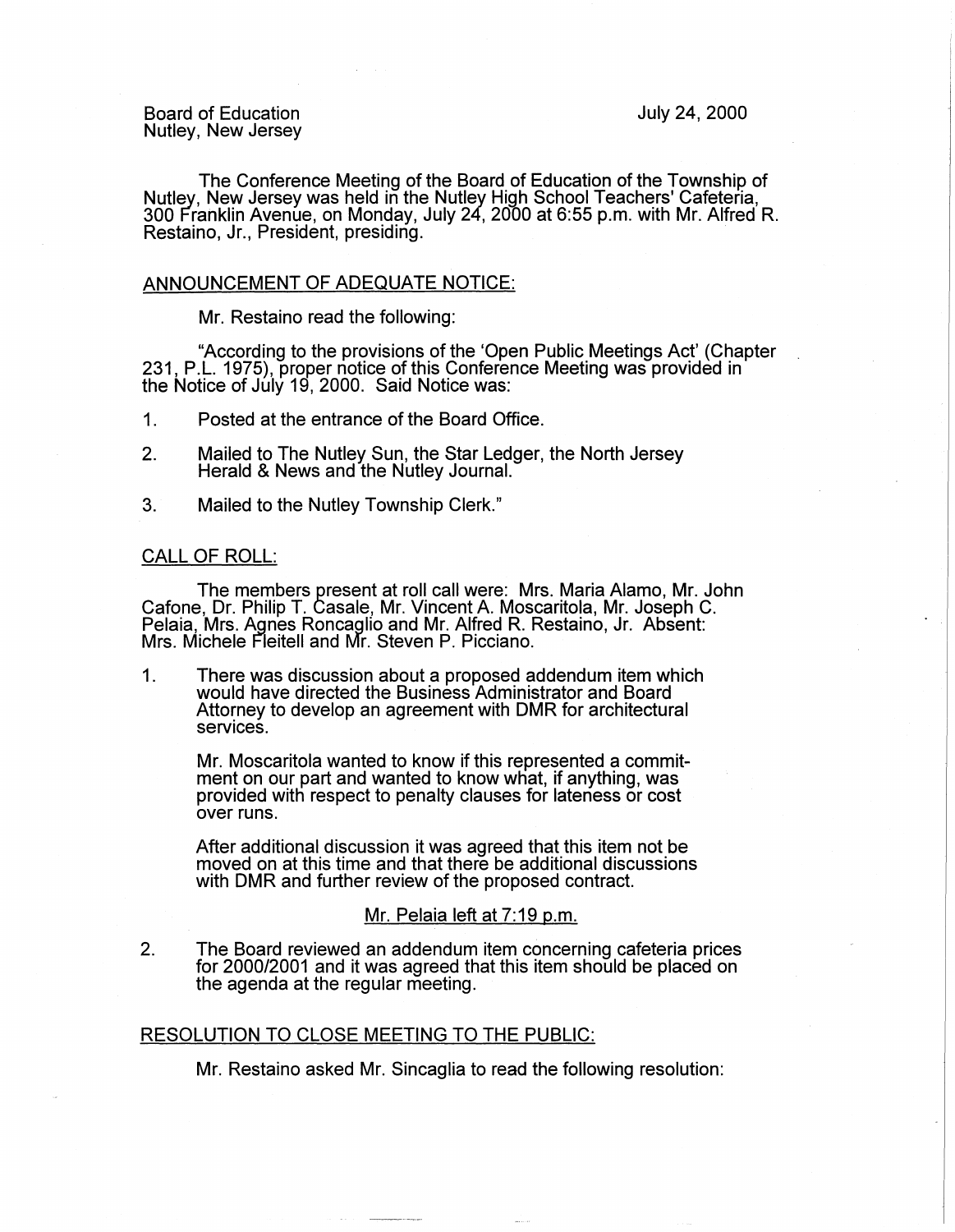Board of Education
Nutley, New Jersey

July 24, 2000

The Conference Meeting of the Board of Education of the Township of Nutley, New Jersey was held in the Nutley High School Teachers' Cafeteria, 300 Franklin Avenue, on Monday, July 24, 2000 at 6:55 p.m. with Mr. Alfred R. Restaino, Jr., President, presiding.

## ANNOUNCEMENT OF ADEQUATE NOTICE:

Mr. Restaino read the following:

"According to the provisions of the 'Open Public Meetings Act' (Chapter 231, P.L. 1975), proper notice of this Conference Meeting was provided in the Notice of July 19, 2000. Said Notice was:

1. Posted at the entrance of the Board Office.
2. Mailed to The Nutley Sun, the Star Ledger, the North Jersey Herald & News and the Nutley Journal.
3. Mailed to the Nutley Township Clerk."

## CALL OF ROLL:

The members present at roll call were: Mrs. Maria Alamo, Mr. John Cafone, Dr. Philip T. Casale, Mr. Vincent A. Moscaritola, Mr. Joseph C. Pelaia, Mrs. Agnes Roncaglio and Mr. Alfred R. Restaino, Jr. Absent: Mrs. Michele Fleitell and Mr. Steven P. Picciano.

1. There was discussion about a proposed addendum item which would have directed the Business Administrator and Board Attorney to develop an agreement with DMR for architectural services.

   Mr. Moscaritola wanted to know if this represented a commitment on our part and wanted to know what, if anything, was provided with respect to penalty clauses for lateness or cost over runs.

   After additional discussion it was agreed that this item not be moved on at this time and that there be additional discussions with DMR and further review of the proposed contract.

   Mr. Pelaia left at 7:19 p.m.

2. The Board reviewed an addendum item concerning cafeteria prices for 2000/2001 and it was agreed that this item should be placed on the agenda at the regular meeting.

## RESOLUTION TO CLOSE MEETING TO THE PUBLIC:

Mr. Restaino asked Mr. Sincaglia to read the following resolution: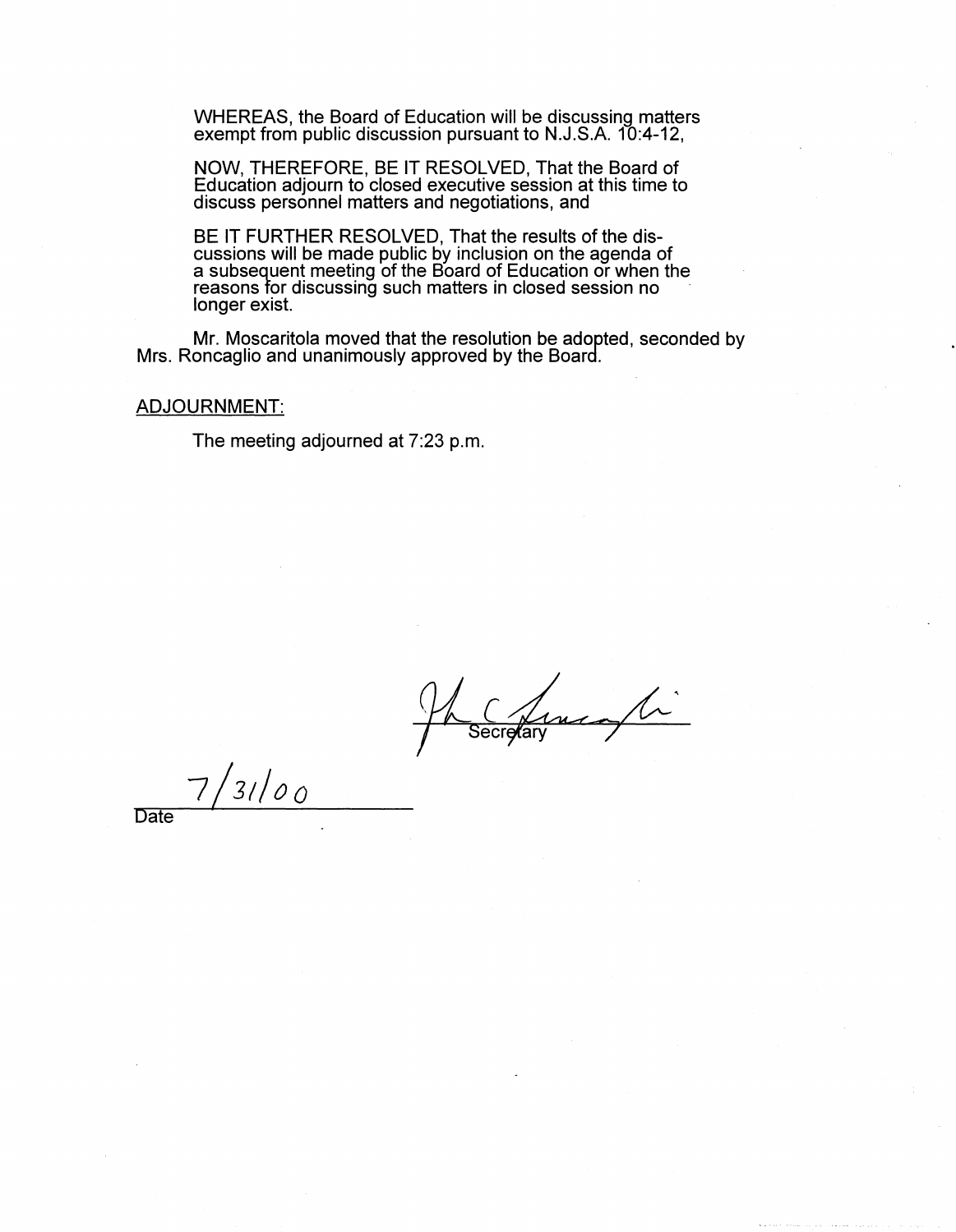WHEREAS, the Board of Education will be discussing matters exempt from public discussion pursuant to N.J.S.A. 10:4-12,

NOW, THEREFORE, BE IT RESOLVED, That the Board of Education adjourn to closed executive session at this time to discuss personnel matters and negotiations, and

BE IT FURTHER RESOLVED, That the results of the discussions will be made public by inclusion on the agenda of a subsequent meeting of the Board of Education or when the reasons for discussing such matters in closed session no longer exist.

Mr. Moscaritola moved that the resolution be adopted, seconded by Mrs. Roncaglio and unanimously approved by the Board.

ADJOURNMENT:

The meeting adjourned at 7:23 p.m.

Secretary

7/31/00

Date